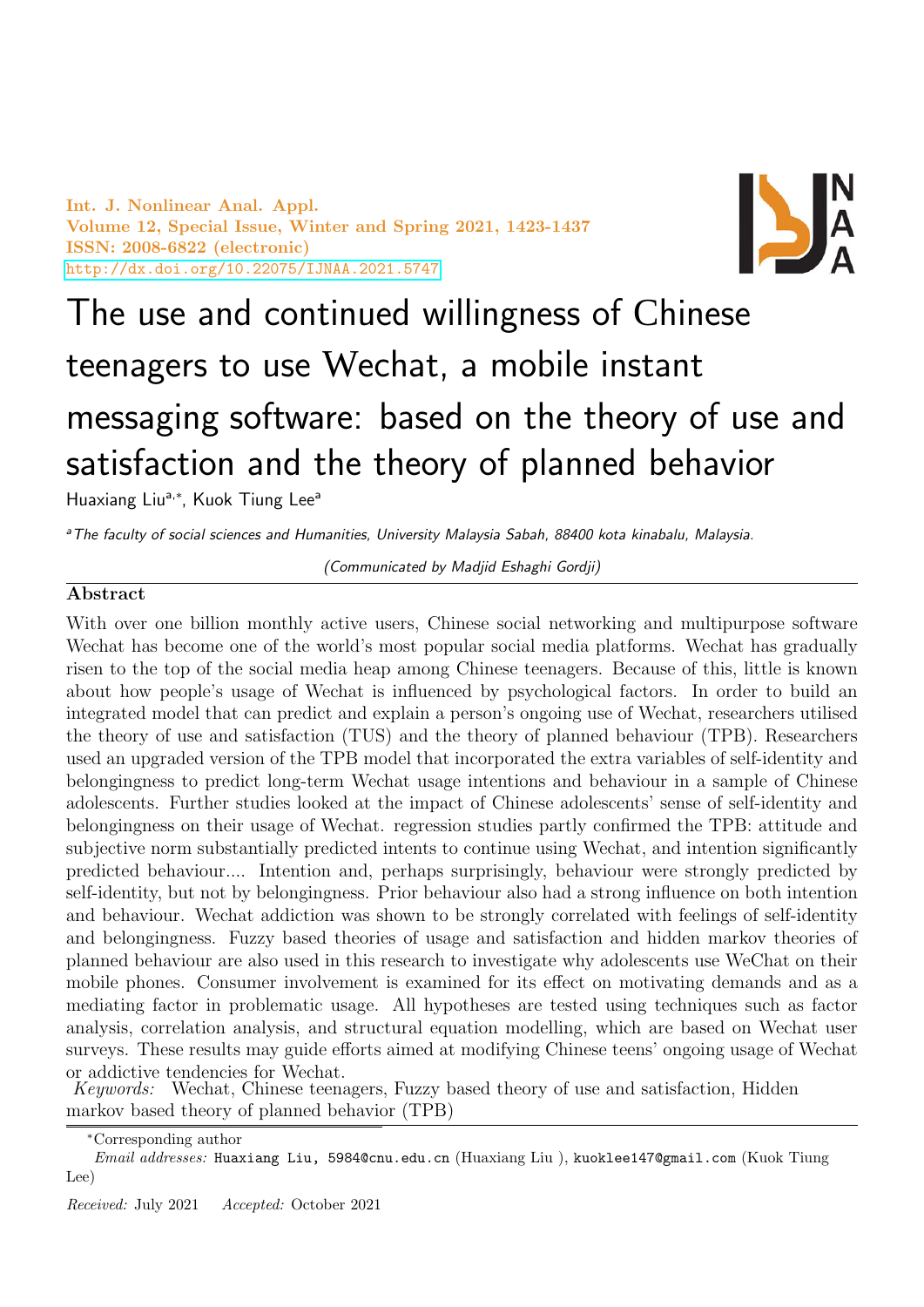Int. J. Nonlinear Anal. Appl.
Volume 12, Special Issue, Winter and Spring 2021, 1423-1437
ISSN: 2008-6822 (electronic)
http://dx.doi.org/10.22075/IJNAA.2021.5747

# The use and continued willingness of Chinese teenagers to use Wechat, a mobile instant messaging software: based on the theory of use and satisfaction and the theory of planned behavior

Huaxiang Liu[a,*], Kuok Tiung Lee[a]

[a] *The faculty of social sciences and Humanities, University Malaysia Sabah, 88400 kota kinabalu, Malaysia.*

*(Communicated by Madjid Eshaghi Gordji)*

## Abstract

With over one billion monthly active users, Chinese social networking and multipurpose software Wechat has become one of the world's most popular social media platforms. Wechat has gradually risen to the top of the social media heap among Chinese teenagers. Because of this, little is known about how people's usage of Wechat is influenced by psychological factors. In order to build an integrated model that can predict and explain a person's ongoing use of Wechat, researchers utilised the theory of use and satisfaction (TUS) and the theory of planned behaviour (TPB). Researchers used an upgraded version of the TPB model that incorporated the extra variables of self-identity and belongingness to predict long-term Wechat usage intentions and behaviour in a sample of Chinese adolescents. Further studies looked at the impact of Chinese adolescents' sense of self-identity and belongingness on their usage of Wechat. regression studies partly confirmed the TPB: attitude and subjective norm substantially predicted intents to continue using Wechat, and intention significantly predicted behaviour.... Intention and, perhaps surprisingly, behaviour were strongly predicted by self-identity, but not by belongingness. Prior behaviour also had a strong influence on both intention and behaviour. Wechat addiction was shown to be strongly correlated with feelings of self-identity and belongingness. Fuzzy based theories of usage and satisfaction and hidden markov theories of planned behaviour are also used in this research to investigate why adolescents use WeChat on their mobile phones. Consumer involvement is examined for its effect on motivating demands and as a mediating factor in problematic usage. All hypotheses are tested using techniques such as factor analysis, correlation analysis, and structural equation modelling, which are based on Wechat user surveys. These results may guide efforts aimed at modifying Chinese teens' ongoing usage of Wechat or addictive tendencies for Wechat.

*Keywords:* Wechat, Chinese teenagers, Fuzzy based theory of use and satisfaction, Hidden markov based theory of planned behavior (TPB)

*Corresponding author

*Email addresses:* Huaxiang Liu, 5984@cnu.edu.cn (Huaxiang Liu ), kuoklee147@gmail.com (Kuok Tiung Lee)

*Received:* July 2021 *Accepted:* October 2021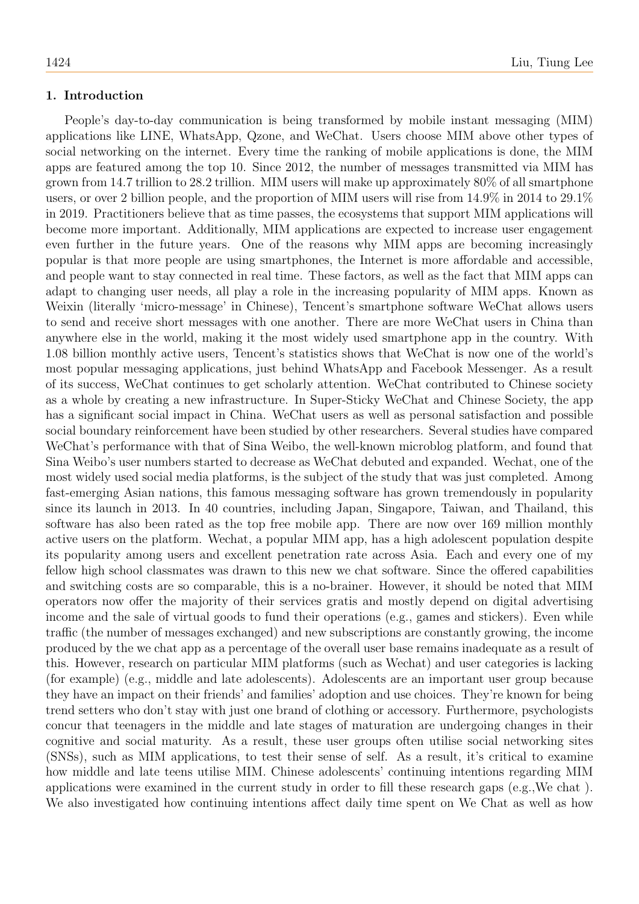## 1. Introduction

People's day-to-day communication is being transformed by mobile instant messaging (MIM) applications like LINE, WhatsApp, Qzone, and WeChat. Users choose MIM above other types of social networking on the internet. Every time the ranking of mobile applications is done, the MIM apps are featured among the top 10. Since 2012, the number of messages transmitted via MIM has grown from 14.7 trillion to 28.2 trillion. MIM users will make up approximately 80% of all smartphone users, or over 2 billion people, and the proportion of MIM users will rise from 14.9% in 2014 to 29.1% in 2019. Practitioners believe that as time passes, the ecosystems that support MIM applications will become more important. Additionally, MIM applications are expected to increase user engagement even further in the future years. One of the reasons why MIM apps are becoming increasingly popular is that more people are using smartphones, the Internet is more affordable and accessible, and people want to stay connected in real time. These factors, as well as the fact that MIM apps can adapt to changing user needs, all play a role in the increasing popularity of MIM apps. Known as Weixin (literally 'micro-message' in Chinese), Tencent's smartphone software WeChat allows users to send and receive short messages with one another. There are more WeChat users in China than anywhere else in the world, making it the most widely used smartphone app in the country. With 1.08 billion monthly active users, Tencent's statistics shows that WeChat is now one of the world's most popular messaging applications, just behind WhatsApp and Facebook Messenger. As a result of its success, WeChat continues to get scholarly attention. WeChat contributed to Chinese society as a whole by creating a new infrastructure. In Super-Sticky WeChat and Chinese Society, the app has a significant social impact in China. WeChat users as well as personal satisfaction and possible social boundary reinforcement have been studied by other researchers. Several studies have compared WeChat's performance with that of Sina Weibo, the well-known microblog platform, and found that Sina Weibo's user numbers started to decrease as WeChat debuted and expanded. Wechat, one of the most widely used social media platforms, is the subject of the study that was just completed. Among fast-emerging Asian nations, this famous messaging software has grown tremendously in popularity since its launch in 2013. In 40 countries, including Japan, Singapore, Taiwan, and Thailand, this software has also been rated as the top free mobile app. There are now over 169 million monthly active users on the platform. Wechat, a popular MIM app, has a high adolescent population despite its popularity among users and excellent penetration rate across Asia. Each and every one of my fellow high school classmates was drawn to this new we chat software. Since the offered capabilities and switching costs are so comparable, this is a no-brainer. However, it should be noted that MIM operators now offer the majority of their services gratis and mostly depend on digital advertising income and the sale of virtual goods to fund their operations (e.g., games and stickers). Even while traffic (the number of messages exchanged) and new subscriptions are constantly growing, the income produced by the we chat app as a percentage of the overall user base remains inadequate as a result of this. However, research on particular MIM platforms (such as Wechat) and user categories is lacking (for example) (e.g., middle and late adolescents). Adolescents are an important user group because they have an impact on their friends' and families' adoption and use choices. They're known for being trend setters who don't stay with just one brand of clothing or accessory. Furthermore, psychologists concur that teenagers in the middle and late stages of maturation are undergoing changes in their cognitive and social maturity. As a result, these user groups often utilise social networking sites (SNSs), such as MIM applications, to test their sense of self. As a result, it's critical to examine how middle and late teens utilise MIM. Chinese adolescents' continuing intentions regarding MIM applications were examined in the current study in order to fill these research gaps (e.g.,We chat ). We also investigated how continuing intentions affect daily time spent on We Chat as well as how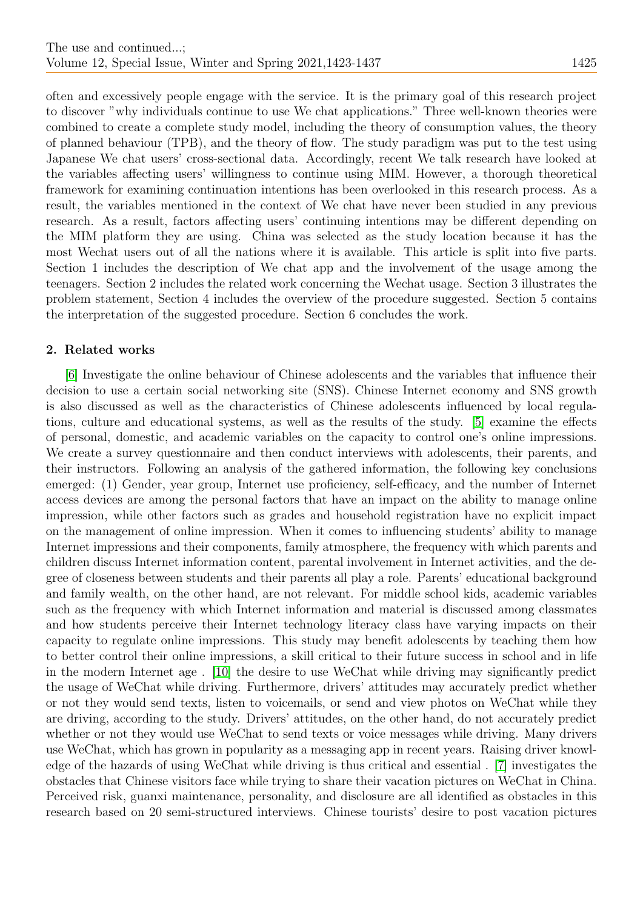often and excessively people engage with the service. It is the primary goal of this research project to discover "why individuals continue to use We chat applications." Three well-known theories were combined to create a complete study model, including the theory of consumption values, the theory of planned behaviour (TPB), and the theory of flow. The study paradigm was put to the test using Japanese We chat users' cross-sectional data. Accordingly, recent We talk research have looked at the variables affecting users' willingness to continue using MIM. However, a thorough theoretical framework for examining continuation intentions has been overlooked in this research process. As a result, the variables mentioned in the context of We chat have never been studied in any previous research. As a result, factors affecting users' continuing intentions may be different depending on the MIM platform they are using. China was selected as the study location because it has the most Wechat users out of all the nations where it is available. This article is split into five parts. Section 1 includes the description of We chat app and the involvement of the usage among the teenagers. Section 2 includes the related work concerning the Wechat usage. Section 3 illustrates the problem statement, Section 4 includes the overview of the procedure suggested. Section 5 contains the interpretation of the suggested procedure. Section 6 concludes the work.

## 2. Related works

[6] Investigate the online behaviour of Chinese adolescents and the variables that influence their decision to use a certain social networking site (SNS). Chinese Internet economy and SNS growth is also discussed as well as the characteristics of Chinese adolescents influenced by local regulations, culture and educational systems, as well as the results of the study. [5] examine the effects of personal, domestic, and academic variables on the capacity to control one's online impressions. We create a survey questionnaire and then conduct interviews with adolescents, their parents, and their instructors. Following an analysis of the gathered information, the following key conclusions emerged: (1) Gender, year group, Internet use proficiency, self-efficacy, and the number of Internet access devices are among the personal factors that have an impact on the ability to manage online impression, while other factors such as grades and household registration have no explicit impact on the management of online impression. When it comes to influencing students' ability to manage Internet impressions and their components, family atmosphere, the frequency with which parents and children discuss Internet information content, parental involvement in Internet activities, and the degree of closeness between students and their parents all play a role. Parents' educational background and family wealth, on the other hand, are not relevant. For middle school kids, academic variables such as the frequency with which Internet information and material is discussed among classmates and how students perceive their Internet technology literacy class have varying impacts on their capacity to regulate online impressions. This study may benefit adolescents by teaching them how to better control their online impressions, a skill critical to their future success in school and in life in the modern Internet age . [10] the desire to use WeChat while driving may significantly predict the usage of WeChat while driving. Furthermore, drivers' attitudes may accurately predict whether or not they would send texts, listen to voicemails, or send and view photos on WeChat while they are driving, according to the study. Drivers' attitudes, on the other hand, do not accurately predict whether or not they would use WeChat to send texts or voice messages while driving. Many drivers use WeChat, which has grown in popularity as a messaging app in recent years. Raising driver knowledge of the hazards of using WeChat while driving is thus critical and essential . [7] investigates the obstacles that Chinese visitors face while trying to share their vacation pictures on WeChat in China. Perceived risk, guanxi maintenance, personality, and disclosure are all identified as obstacles in this research based on 20 semi-structured interviews. Chinese tourists' desire to post vacation pictures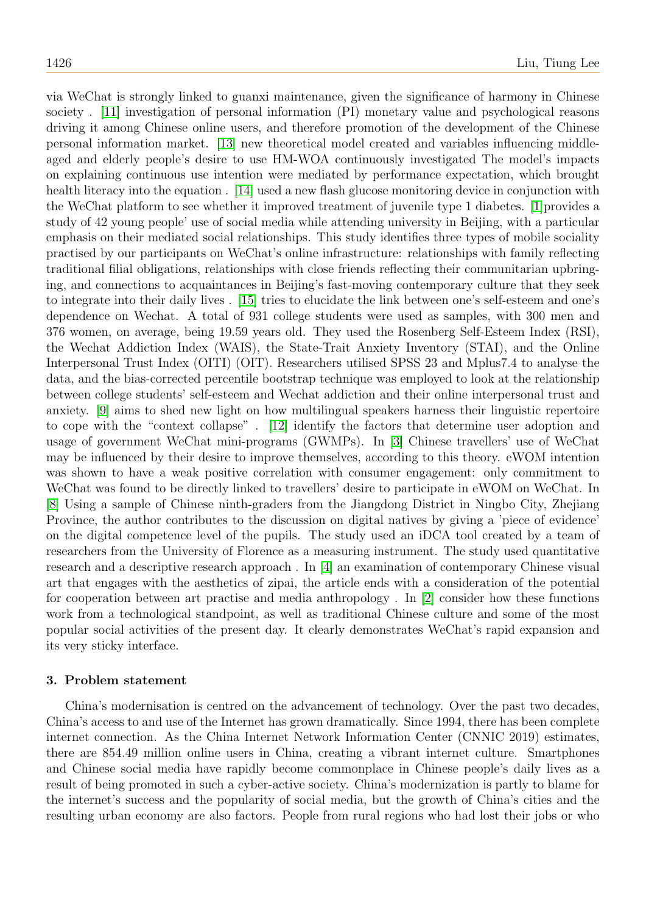via WeChat is strongly linked to guanxi maintenance, given the significance of harmony in Chinese society . [11] investigation of personal information (PI) monetary value and psychological reasons driving it among Chinese online users, and therefore promotion of the development of the Chinese personal information market. [13] new theoretical model created and variables influencing middle-aged and elderly people's desire to use HM-WOA continuously investigated The model's impacts on explaining continuous use intention were mediated by performance expectation, which brought health literacy into the equation . [14] used a new flash glucose monitoring device in conjunction with the WeChat platform to see whether it improved treatment of juvenile type 1 diabetes. [1] provides a study of 42 young people' use of social media while attending university in Beijing, with a particular emphasis on their mediated social relationships. This study identifies three types of mobile sociality practised by our participants on WeChat's online infrastructure: relationships with family reflecting traditional filial obligations, relationships with close friends reflecting their communitarian upbringing, and connections to acquaintances in Beijing's fast-moving contemporary culture that they seek to integrate into their daily lives . [15] tries to elucidate the link between one's self-esteem and one's dependence on Wechat. A total of 931 college students were used as samples, with 300 men and 376 women, on average, being 19.59 years old. They used the Rosenberg Self-Esteem Index (RSI), the Wechat Addiction Index (WAIS), the State-Trait Anxiety Inventory (STAI), and the Online Interpersonal Trust Index (OITI) (OIT). Researchers utilised SPSS 23 and Mplus7.4 to analyse the data, and the bias-corrected percentile bootstrap technique was employed to look at the relationship between college students' self-esteem and Wechat addiction and their online interpersonal trust and anxiety. [9] aims to shed new light on how multilingual speakers harness their linguistic repertoire to cope with the "context collapse" . [12] identify the factors that determine user adoption and usage of government WeChat mini-programs (GWMPs). In [3] Chinese travellers' use of WeChat may be influenced by their desire to improve themselves, according to this theory. eWOM intention was shown to have a weak positive correlation with consumer engagement: only commitment to WeChat was found to be directly linked to travellers' desire to participate in eWOM on WeChat. In [8] Using a sample of Chinese ninth-graders from the Jiangdong District in Ningbo City, Zhejiang Province, the author contributes to the discussion on digital natives by giving a 'piece of evidence' on the digital competence level of the pupils. The study used an iDCA tool created by a team of researchers from the University of Florence as a measuring instrument. The study used quantitative research and a descriptive research approach . In [4] an examination of contemporary Chinese visual art that engages with the aesthetics of zipai, the article ends with a consideration of the potential for cooperation between art practise and media anthropology . In [2] consider how these functions work from a technological standpoint, as well as traditional Chinese culture and some of the most popular social activities of the present day. It clearly demonstrates WeChat's rapid expansion and its very sticky interface.

### 3. Problem statement

China's modernisation is centred on the advancement of technology. Over the past two decades, China's access to and use of the Internet has grown dramatically. Since 1994, there has been complete internet connection. As the China Internet Network Information Center (CNNIC 2019) estimates, there are 854.49 million online users in China, creating a vibrant internet culture. Smartphones and Chinese social media have rapidly become commonplace in Chinese people's daily lives as a result of being promoted in such a cyber-active society. China's modernization is partly to blame for the internet's success and the popularity of social media, but the growth of China's cities and the resulting urban economy are also factors. People from rural regions who had lost their jobs or who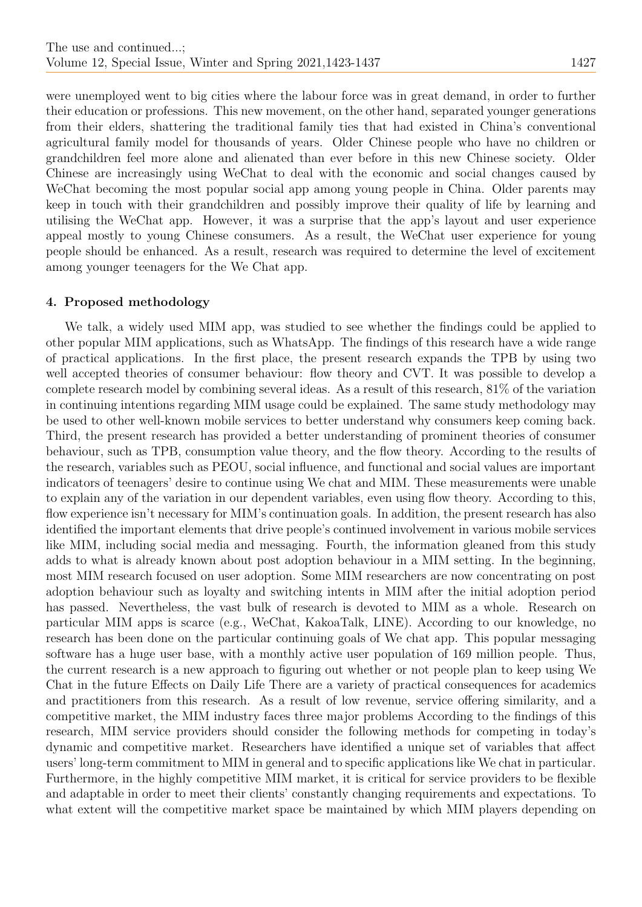were unemployed went to big cities where the labour force was in great demand, in order to further their education or professions. This new movement, on the other hand, separated younger generations from their elders, shattering the traditional family ties that had existed in China's conventional agricultural family model for thousands of years. Older Chinese people who have no children or grandchildren feel more alone and alienated than ever before in this new Chinese society. Older Chinese are increasingly using WeChat to deal with the economic and social changes caused by WeChat becoming the most popular social app among young people in China. Older parents may keep in touch with their grandchildren and possibly improve their quality of life by learning and utilising the WeChat app. However, it was a surprise that the app's layout and user experience appeal mostly to young Chinese consumers. As a result, the WeChat user experience for young people should be enhanced. As a result, research was required to determine the level of excitement among younger teenagers for the We Chat app.

## 4. Proposed methodology

We talk, a widely used MIM app, was studied to see whether the findings could be applied to other popular MIM applications, such as WhatsApp. The findings of this research have a wide range of practical applications. In the first place, the present research expands the TPB by using two well accepted theories of consumer behaviour: flow theory and CVT. It was possible to develop a complete research model by combining several ideas. As a result of this research, 81% of the variation in continuing intentions regarding MIM usage could be explained. The same study methodology may be used to other well-known mobile services to better understand why consumers keep coming back. Third, the present research has provided a better understanding of prominent theories of consumer behaviour, such as TPB, consumption value theory, and the flow theory. According to the results of the research, variables such as PEOU, social influence, and functional and social values are important indicators of teenagers' desire to continue using We chat and MIM. These measurements were unable to explain any of the variation in our dependent variables, even using flow theory. According to this, flow experience isn't necessary for MIM's continuation goals. In addition, the present research has also identified the important elements that drive people's continued involvement in various mobile services like MIM, including social media and messaging. Fourth, the information gleaned from this study adds to what is already known about post adoption behaviour in a MIM setting. In the beginning, most MIM research focused on user adoption. Some MIM researchers are now concentrating on post adoption behaviour such as loyalty and switching intents in MIM after the initial adoption period has passed. Nevertheless, the vast bulk of research is devoted to MIM as a whole. Research on particular MIM apps is scarce (e.g., WeChat, KakoaTalk, LINE). According to our knowledge, no research has been done on the particular continuing goals of We chat app. This popular messaging software has a huge user base, with a monthly active user population of 169 million people. Thus, the current research is a new approach to figuring out whether or not people plan to keep using We Chat in the future Effects on Daily Life There are a variety of practical consequences for academics and practitioners from this research. As a result of low revenue, service offering similarity, and a competitive market, the MIM industry faces three major problems According to the findings of this research, MIM service providers should consider the following methods for competing in today's dynamic and competitive market. Researchers have identified a unique set of variables that affect users' long-term commitment to MIM in general and to specific applications like We chat in particular. Furthermore, in the highly competitive MIM market, it is critical for service providers to be flexible and adaptable in order to meet their clients' constantly changing requirements and expectations. To what extent will the competitive market space be maintained by which MIM players depending on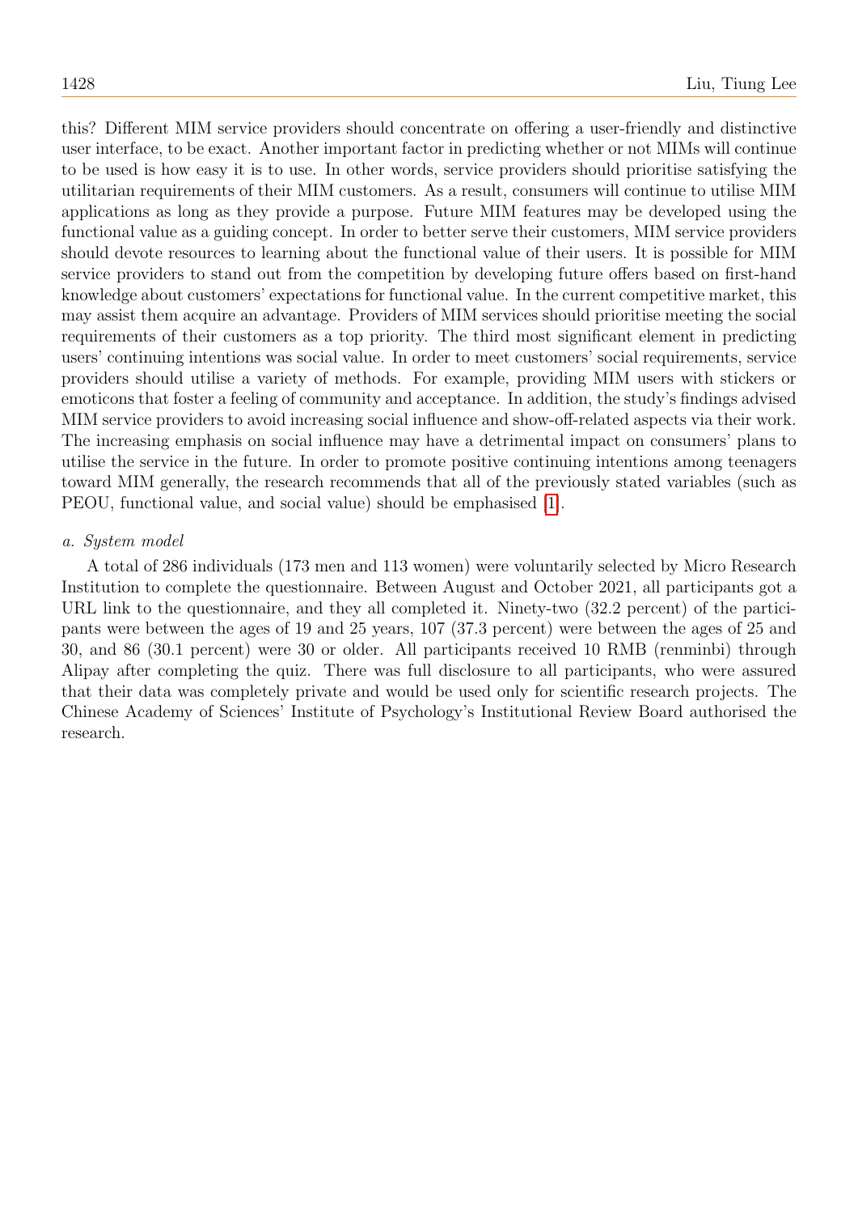this? Different MIM service providers should concentrate on offering a user-friendly and distinctive user interface, to be exact. Another important factor in predicting whether or not MIMs will continue to be used is how easy it is to use. In other words, service providers should prioritise satisfying the utilitarian requirements of their MIM customers. As a result, consumers will continue to utilise MIM applications as long as they provide a purpose. Future MIM features may be developed using the functional value as a guiding concept. In order to better serve their customers, MIM service providers should devote resources to learning about the functional value of their users. It is possible for MIM service providers to stand out from the competition by developing future offers based on first-hand knowledge about customers' expectations for functional value. In the current competitive market, this may assist them acquire an advantage. Providers of MIM services should prioritise meeting the social requirements of their customers as a top priority. The third most significant element in predicting users' continuing intentions was social value. In order to meet customers' social requirements, service providers should utilise a variety of methods. For example, providing MIM users with stickers or emoticons that foster a feeling of community and acceptance. In addition, the study's findings advised MIM service providers to avoid increasing social influence and show-off-related aspects via their work. The increasing emphasis on social influence may have a detrimental impact on consumers' plans to utilise the service in the future. In order to promote positive continuing intentions among teenagers toward MIM generally, the research recommends that all of the previously stated variables (such as PEOU, functional value, and social value) should be emphasised [1].

*a. System model*

A total of 286 individuals (173 men and 113 women) were voluntarily selected by Micro Research Institution to complete the questionnaire. Between August and October 2021, all participants got a URL link to the questionnaire, and they all completed it. Ninety-two (32.2 percent) of the participants were between the ages of 19 and 25 years, 107 (37.3 percent) were between the ages of 25 and 30, and 86 (30.1 percent) were 30 or older. All participants received 10 RMB (renminbi) through Alipay after completing the quiz. There was full disclosure to all participants, who were assured that their data was completely private and would be used only for scientific research projects. The Chinese Academy of Sciences' Institute of Psychology's Institutional Review Board authorised the research.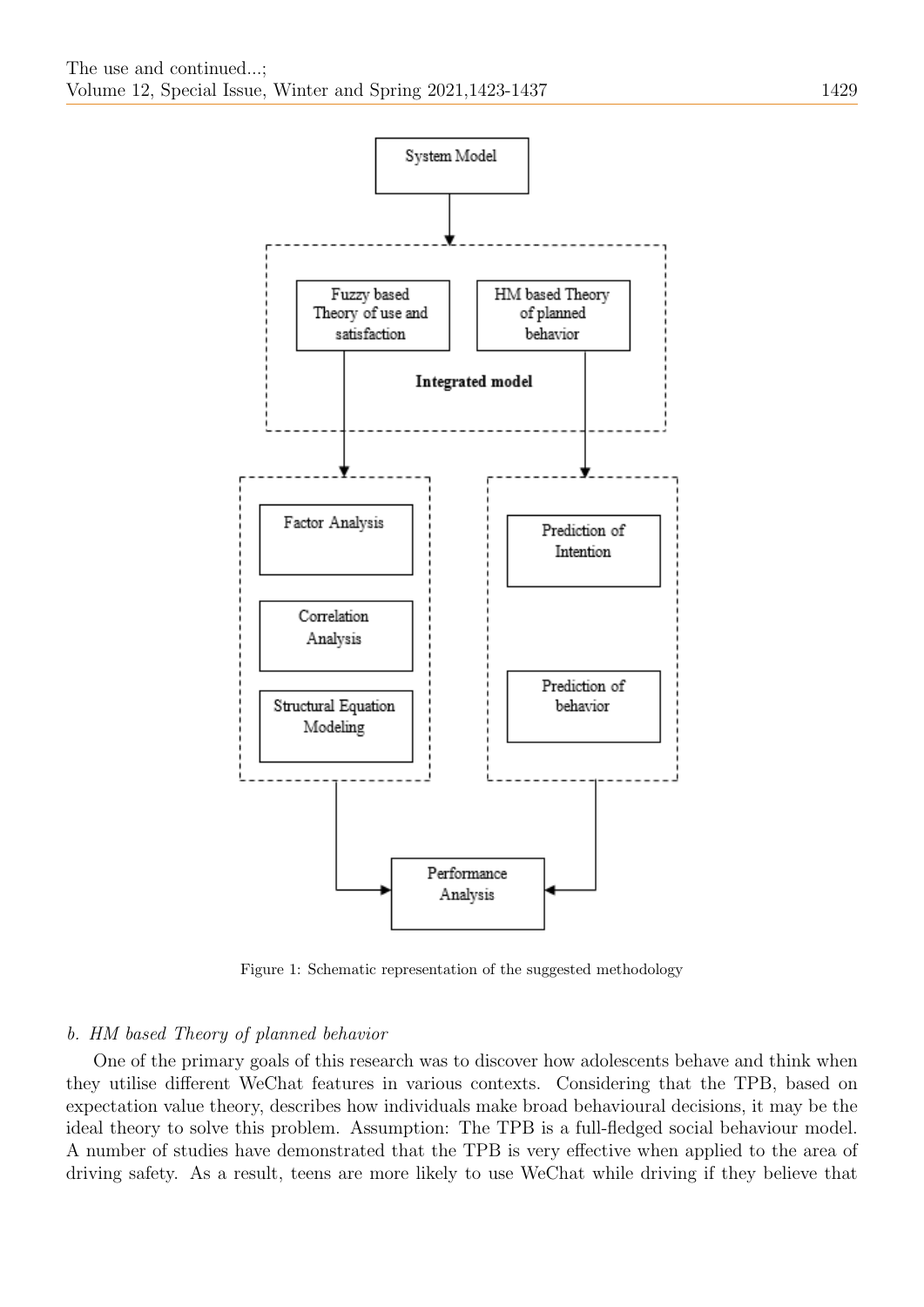Figure 1: Schematic representation of the suggested methodology

*b. HM based Theory of planned behavior*

One of the primary goals of this research was to discover how adolescents behave and think when they utilise different WeChat features in various contexts. Considering that the TPB, based on expectation value theory, describes how individuals make broad behavioural decisions, it may be the ideal theory to solve this problem. Assumption: The TPB is a full-fledged social behaviour model. A number of studies have demonstrated that the TPB is very effective when applied to the area of driving safety. As a result, teens are more likely to use WeChat while driving if they believe that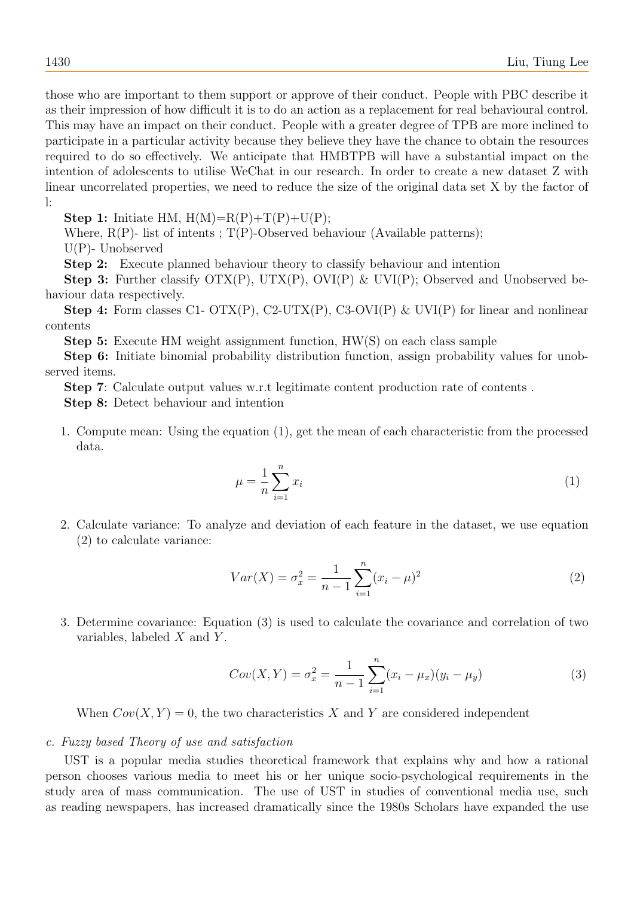those who are important to them support or approve of their conduct. People with PBC describe it as their impression of how difficult it is to do an action as a replacement for real behavioural control. This may have an impact on their conduct. People with a greater degree of TPB are more inclined to participate in a particular activity because they believe they have the chance to obtain the resources required to do so effectively. We anticipate that HMBTPB will have a substantial impact on the intention of adolescents to utilise WeChat in our research. In order to create a new dataset Z with linear uncorrelated properties, we need to reduce the size of the original data set X by the factor of l:

**Step 1:** Initiate HM, H(M)=R(P)+T(P)+U(P);

Where, R(P)- list of intents ; T(P)-Observed behaviour (Available patterns);

U(P)- Unobserved

**Step 2:** Execute planned behaviour theory to classify behaviour and intention

**Step 3:** Further classify OTX(P), UTX(P), OVI(P) & UVI(P); Observed and Unobserved behaviour data respectively.

**Step 4:** Form classes C1- OTX(P), C2-UTX(P), C3-OVI(P) & UVI(P) for linear and nonlinear contents

**Step 5:** Execute HM weight assignment function, HW(S) on each class sample

**Step 6:** Initiate binomial probability distribution function, assign probability values for unobserved items.

**Step 7**: Calculate output values w.r.t legitimate content production rate of contents .

**Step 8:** Detect behaviour and intention

1. Compute mean: Using the equation (1), get the mean of each characteristic from the processed data.

$$\mu = \frac{1}{n}\sum_{i=1}^{n} x_i \tag{1}$$

2. Calculate variance: To analyze and deviation of each feature in the dataset, we use equation (2) to calculate variance:

$$Var(X) = \sigma_x^2 = \frac{1}{n-1}\sum_{i=1}^{n}(x_i - \mu)^2 \tag{2}$$

3. Determine covariance: Equation (3) is used to calculate the covariance and correlation of two variables, labeled $X$ and $Y$.

$$Cov(X,Y) = \sigma_x^2 = \frac{1}{n-1}\sum_{i=1}^{n}(x_i - \mu_x)(y_i - \mu_y) \tag{3}$$

When $Cov(X,Y) = 0$, the two characteristics $X$ and $Y$ are considered independent

*c. Fuzzy based Theory of use and satisfaction*

UST is a popular media studies theoretical framework that explains why and how a rational person chooses various media to meet his or her unique socio-psychological requirements in the study area of mass communication. The use of UST in studies of conventional media use, such as reading newspapers, has increased dramatically since the 1980s Scholars have expanded the use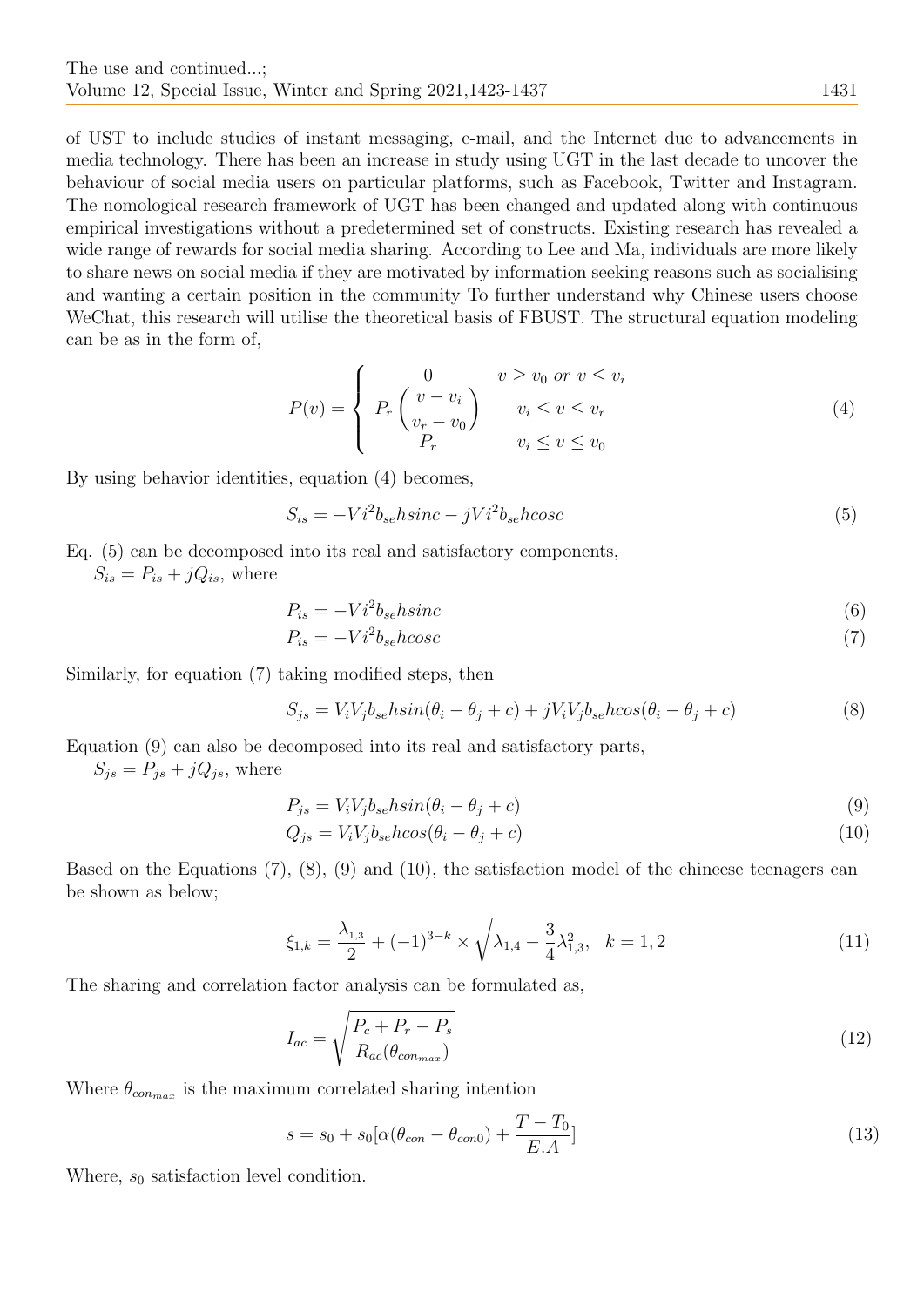of UST to include studies of instant messaging, e-mail, and the Internet due to advancements in media technology. There has been an increase in study using UGT in the last decade to uncover the behaviour of social media users on particular platforms, such as Facebook, Twitter and Instagram. The nomological research framework of UGT has been changed and updated along with continuous empirical investigations without a predetermined set of constructs. Existing research has revealed a wide range of rewards for social media sharing. According to Lee and Ma, individuals are more likely to share news on social media if they are motivated by information seeking reasons such as socialising and wanting a certain position in the community To further understand why Chinese users choose WeChat, this research will utilise the theoretical basis of FBUST. The structural equation modeling can be as in the form of,

$$P(v) = \begin{cases} 0 & v \geq v_0 \text{ } or \text{ } v \leq v_i \\ P_r\left(\dfrac{v - v_i}{v_r - v_0}\right) & v_i \leq v \leq v_r \\ P_r & v_i \leq v \leq v_0 \end{cases} \tag{4}$$

By using behavior identities, equation (4) becomes,

$$S_{is} = -Vi^2 b_{se} hsinc - jVi^2 b_{se} hcosc \tag{5}$$

Eq. (5) can be decomposed into its real and satisfactory components,
$S_{is} = P_{is} + jQ_{is}$, where

$$P_{is} = -Vi^2 b_{se} hsinc \tag{6}$$

$$P_{is} = -Vi^2 b_{se} hcosc \tag{7}$$

Similarly, for equation (7) taking modified steps, then

$$S_{js} = V_i V_j b_{se} hsin(\theta_i - \theta_j + c) + jV_i V_j b_{se} hcos(\theta_i - \theta_j + c) \tag{8}$$

Equation (9) can also be decomposed into its real and satisfactory parts,
$S_{js} = P_{js} + jQ_{js}$, where

$$P_{js} = V_i V_j b_{se} hsin(\theta_i - \theta_j + c) \tag{9}$$

$$Q_{js} = V_i V_j b_{se} hcos(\theta_i - \theta_j + c) \tag{10}$$

Based on the Equations (7), (8), (9) and (10), the satisfaction model of the chineese teenagers can be shown as below;

$$\xi_{1,k} = \frac{\lambda_{1,3}}{2} + (-1)^{3-k} \times \sqrt{\lambda_{1,4} - \frac{3}{4}\lambda_{1,3}^2}, \quad k = 1, 2 \tag{11}$$

The sharing and correlation factor analysis can be formulated as,

$$I_{ac} = \sqrt{\frac{P_c + P_r - P_s}{R_{ac}(\theta_{con_{max}})}} \tag{12}$$

Where $\theta_{con_{max}}$ is the maximum correlated sharing intention

$$s = s_0 + s_0[\alpha(\theta_{con} - \theta_{con0}) + \frac{T - T_0}{E.A}] \tag{13}$$

Where, $s_0$ satisfaction level condition.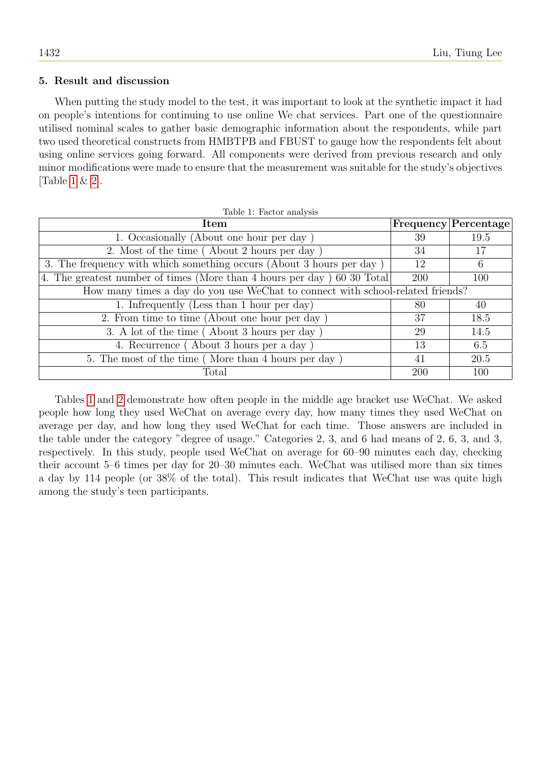## 5. Result and discussion

When putting the study model to the test, it was important to look at the synthetic impact it had on people's intentions for continuing to use online We chat services. Part one of the questionnaire utilised nominal scales to gather basic demographic information about the respondents, while part two used theoretical constructs from HMBTPB and FBUST to gauge how the respondents felt about using online services going forward. All components were derived from previous research and only minor modifications were made to ensure that the measurement was suitable for the study's objectives [Table 1 & 2].

Table 1: Factor analysis

| Item | Frequency | Percentage |
|---|---|---|
| 1. Occasionally (About one hour per day ) | 39 | 19.5 |
| 2. Most of the time ( About 2 hours per day ) | 34 | 17 |
| 3. The frequency with which something occurs (About 3 hours per day ) | 12 | 6 |
| 4. The greatest number of times (More than 4 hours per day ) 60 30 Total | 200 | 100 |
| How many times a day do you use WeChat to connect with school-related friends? | | |
| 1. Infrequently (Less than 1 hour per day) | 80 | 40 |
| 2. From time to time (About one hour per day ) | 37 | 18.5 |
| 3. A lot of the time ( About 3 hours per day ) | 29 | 14.5 |
| 4. Recurrence ( About 3 hours per a day ) | 13 | 6.5 |
| 5. The most of the time ( More than 4 hours per day ) | 41 | 20.5 |
| Total | 200 | 100 |

Tables 1 and 2 demonstrate how often people in the middle age bracket use WeChat. We asked people how long they used WeChat on average every day, how many times they used WeChat on average per day, and how long they used WeChat for each time. Those answers are included in the table under the category "degree of usage." Categories 2, 3, and 6 had means of 2, 6, 3, and 3, respectively. In this study, people used WeChat on average for 60–90 minutes each day, checking their account 5–6 times per day for 20–30 minutes each. WeChat was utilised more than six times a day by 114 people (or 38% of the total). This result indicates that WeChat use was quite high among the study's teen participants.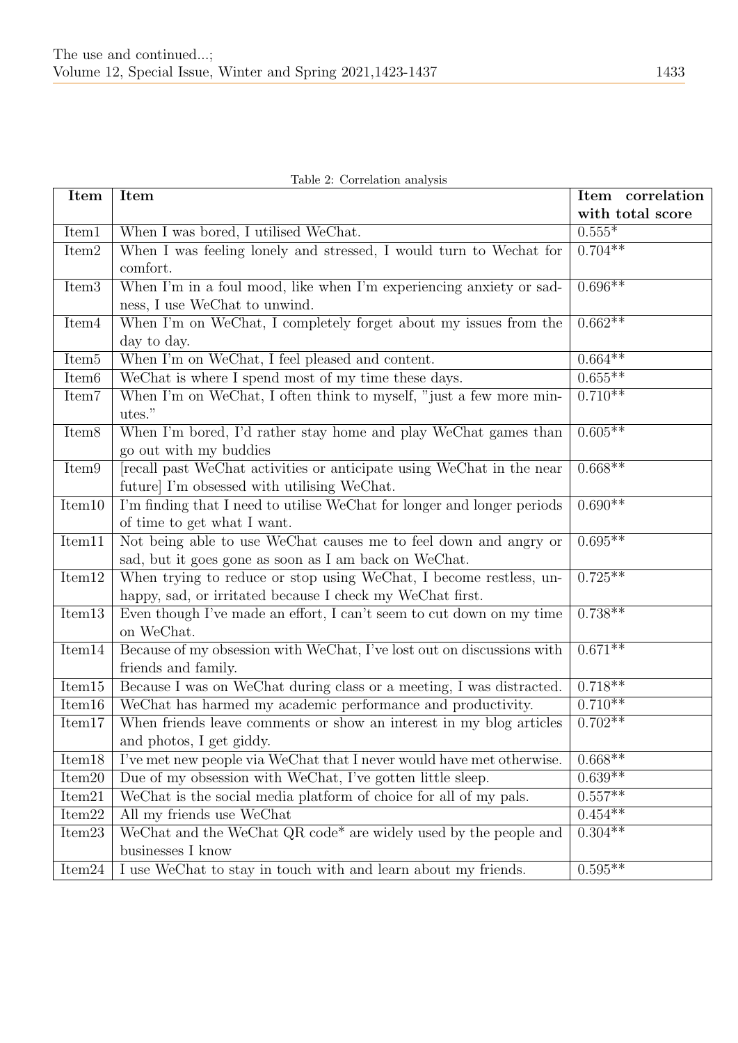Table 2: Correlation analysis

| Item | Item | Item correlation with total score |
|---|---|---|
| Item1 | When I was bored, I utilised WeChat. | 0.555* |
| Item2 | When I was feeling lonely and stressed, I would turn to Wechat for comfort. | 0.704** |
| Item3 | When I'm in a foul mood, like when I'm experiencing anxiety or sadness, I use WeChat to unwind. | 0.696** |
| Item4 | When I'm on WeChat, I completely forget about my issues from the day to day. | 0.662** |
| Item5 | When I'm on WeChat, I feel pleased and content. | 0.664** |
| Item6 | WeChat is where I spend most of my time these days. | 0.655** |
| Item7 | When I'm on WeChat, I often think to myself, "just a few more minutes." | 0.710** |
| Item8 | When I'm bored, I'd rather stay home and play WeChat games than go out with my buddies | 0.605** |
| Item9 | [recall past WeChat activities or anticipate using WeChat in the near future] I'm obsessed with utilising WeChat. | 0.668** |
| Item10 | I'm finding that I need to utilise WeChat for longer and longer periods of time to get what I want. | 0.690** |
| Item11 | Not being able to use WeChat causes me to feel down and angry or sad, but it goes gone as soon as I am back on WeChat. | 0.695** |
| Item12 | When trying to reduce or stop using WeChat, I become restless, unhappy, sad, or irritated because I check my WeChat first. | 0.725** |
| Item13 | Even though I've made an effort, I can't seem to cut down on my time on WeChat. | 0.738** |
| Item14 | Because of my obsession with WeChat, I've lost out on discussions with friends and family. | 0.671** |
| Item15 | Because I was on WeChat during class or a meeting, I was distracted. | 0.718** |
| Item16 | WeChat has harmed my academic performance and productivity. | 0.710** |
| Item17 | When friends leave comments or show an interest in my blog articles and photos, I get giddy. | 0.702** |
| Item18 | I've met new people via WeChat that I never would have met otherwise. | 0.668** |
| Item20 | Due of my obsession with WeChat, I've gotten little sleep. | 0.639** |
| Item21 | WeChat is the social media platform of choice for all of my pals. | 0.557** |
| Item22 | All my friends use WeChat | 0.454** |
| Item23 | WeChat and the WeChat QR code* are widely used by the people and businesses I know | 0.304** |
| Item24 | I use WeChat to stay in touch with and learn about my friends. | 0.595** |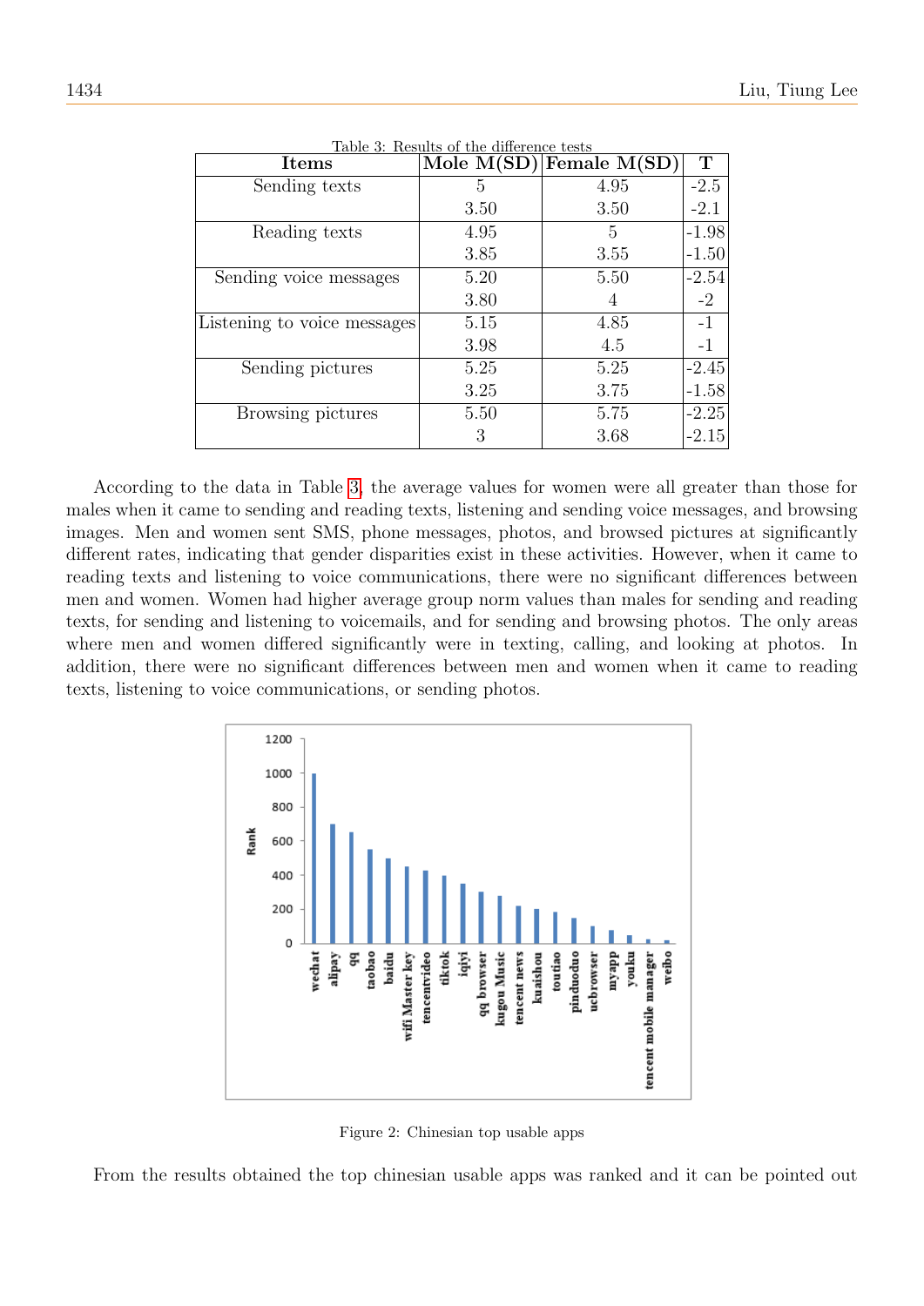Table 3: Results of the difference tests

| Items | Mole M(SD) | Female M(SD) | T |
|---|---|---|---|
| Sending texts | 5 | 4.95 | -2.5 |
| | 3.50 | 3.50 | -2.1 |
| Reading texts | 4.95 | 5 | -1.98 |
| | 3.85 | 3.55 | -1.50 |
| Sending voice messages | 5.20 | 5.50 | -2.54 |
| | 3.80 | 4 | -2 |
| Listening to voice messages | 5.15 | 4.85 | -1 |
| | 3.98 | 4.5 | -1 |
| Sending pictures | 5.25 | 5.25 | -2.45 |
| | 3.25 | 3.75 | -1.58 |
| Browsing pictures | 5.50 | 5.75 | -2.25 |
| | 3 | 3.68 | -2.15 |

According to the data in Table 3, the average values for women were all greater than those for males when it came to sending and reading texts, listening and sending voice messages, and browsing images. Men and women sent SMS, phone messages, photos, and browsed pictures at significantly different rates, indicating that gender disparities exist in these activities. However, when it came to reading texts and listening to voice communications, there were no significant differences between men and women. Women had higher average group norm values than males for sending and reading texts, for sending and listening to voicemails, and for sending and browsing photos. The only areas where men and women differed significantly were in texting, calling, and looking at photos. In addition, there were no significant differences between men and women when it came to reading texts, listening to voice communications, or sending photos.

Figure 2: Chinesian top usable apps

From the results obtained the top chinesian usable apps was ranked and it can be pointed out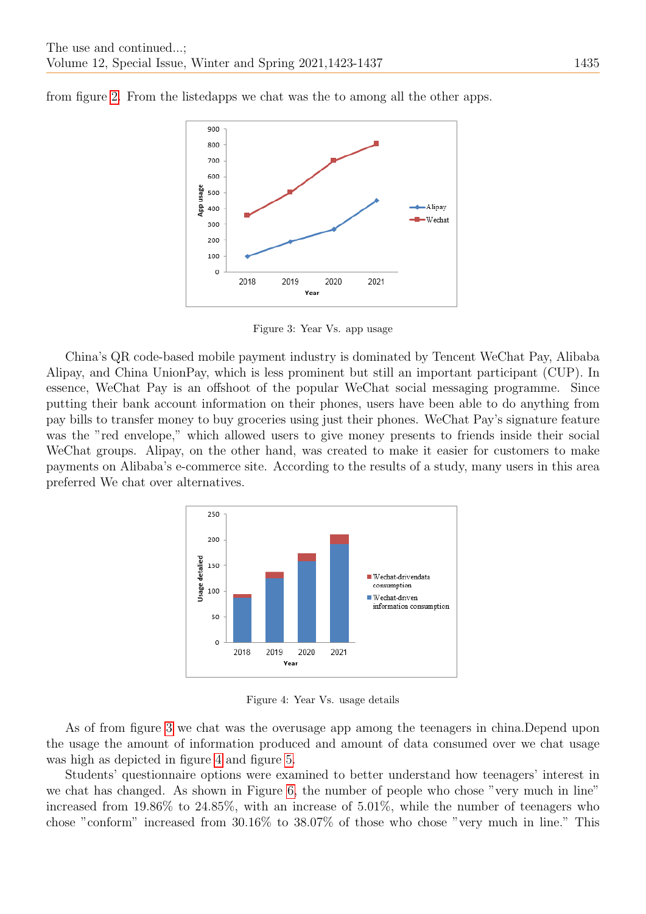from figure 2. From the listedapps we chat was the to among all the other apps.

Figure 3: Year Vs. app usage

China's QR code-based mobile payment industry is dominated by Tencent WeChat Pay, Alibaba Alipay, and China UnionPay, which is less prominent but still an important participant (CUP). In essence, WeChat Pay is an offshoot of the popular WeChat social messaging programme. Since putting their bank account information on their phones, users have been able to do anything from pay bills to transfer money to buy groceries using just their phones. WeChat Pay's signature feature was the "red envelope," which allowed users to give money presents to friends inside their social WeChat groups. Alipay, on the other hand, was created to make it easier for customers to make payments on Alibaba's e-commerce site. According to the results of a study, many users in this area preferred We chat over alternatives.

Figure 4: Year Vs. usage details

As of from figure 3 we chat was the overusage app among the teenagers in china.Depend upon the usage the amount of information produced and amount of data consumed over we chat usage was high as depicted in figure 4 and figure 5.

Students' questionnaire options were examined to better understand how teenagers' interest in we chat has changed. As shown in Figure 6, the number of people who chose "very much in line" increased from 19.86% to 24.85%, with an increase of 5.01%, while the number of teenagers who chose "conform" increased from 30.16% to 38.07% of those who chose "very much in line." This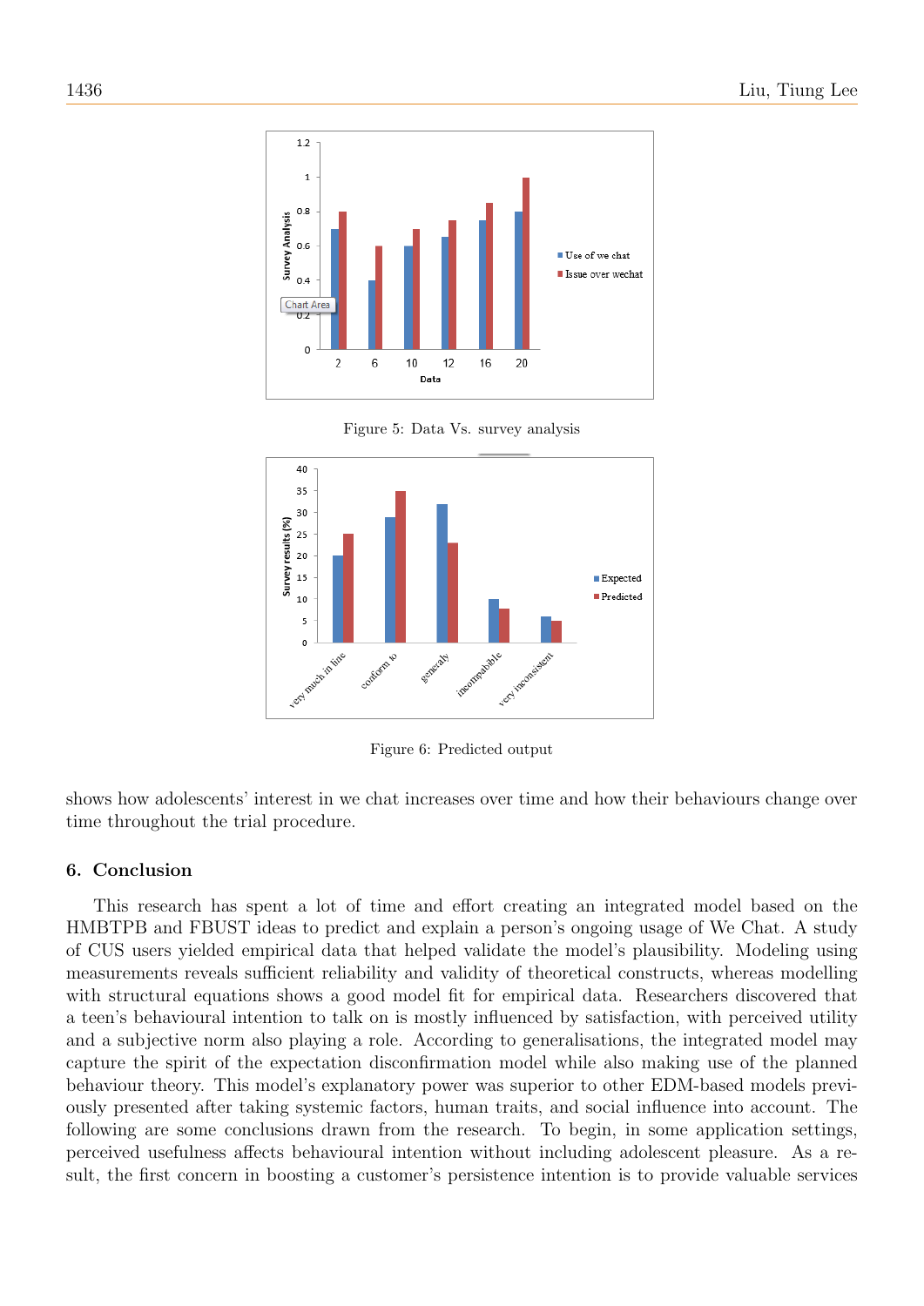Figure 5: Data Vs. survey analysis

Figure 6: Predicted output

shows how adolescents' interest in we chat increases over time and how their behaviours change over time throughout the trial procedure.

## 6. Conclusion

This research has spent a lot of time and effort creating an integrated model based on the HMBTPB and FBUST ideas to predict and explain a person's ongoing usage of We Chat. A study of CUS users yielded empirical data that helped validate the model's plausibility. Modeling using measurements reveals sufficient reliability and validity of theoretical constructs, whereas modelling with structural equations shows a good model fit for empirical data. Researchers discovered that a teen's behavioural intention to talk on is mostly influenced by satisfaction, with perceived utility and a subjective norm also playing a role. According to generalisations, the integrated model may capture the spirit of the expectation disconfirmation model while also making use of the planned behaviour theory. This model's explanatory power was superior to other EDM-based models previously presented after taking systemic factors, human traits, and social influence into account. The following are some conclusions drawn from the research. To begin, in some application settings, perceived usefulness affects behavioural intention without including adolescent pleasure. As a result, the first concern in boosting a customer's persistence intention is to provide valuable services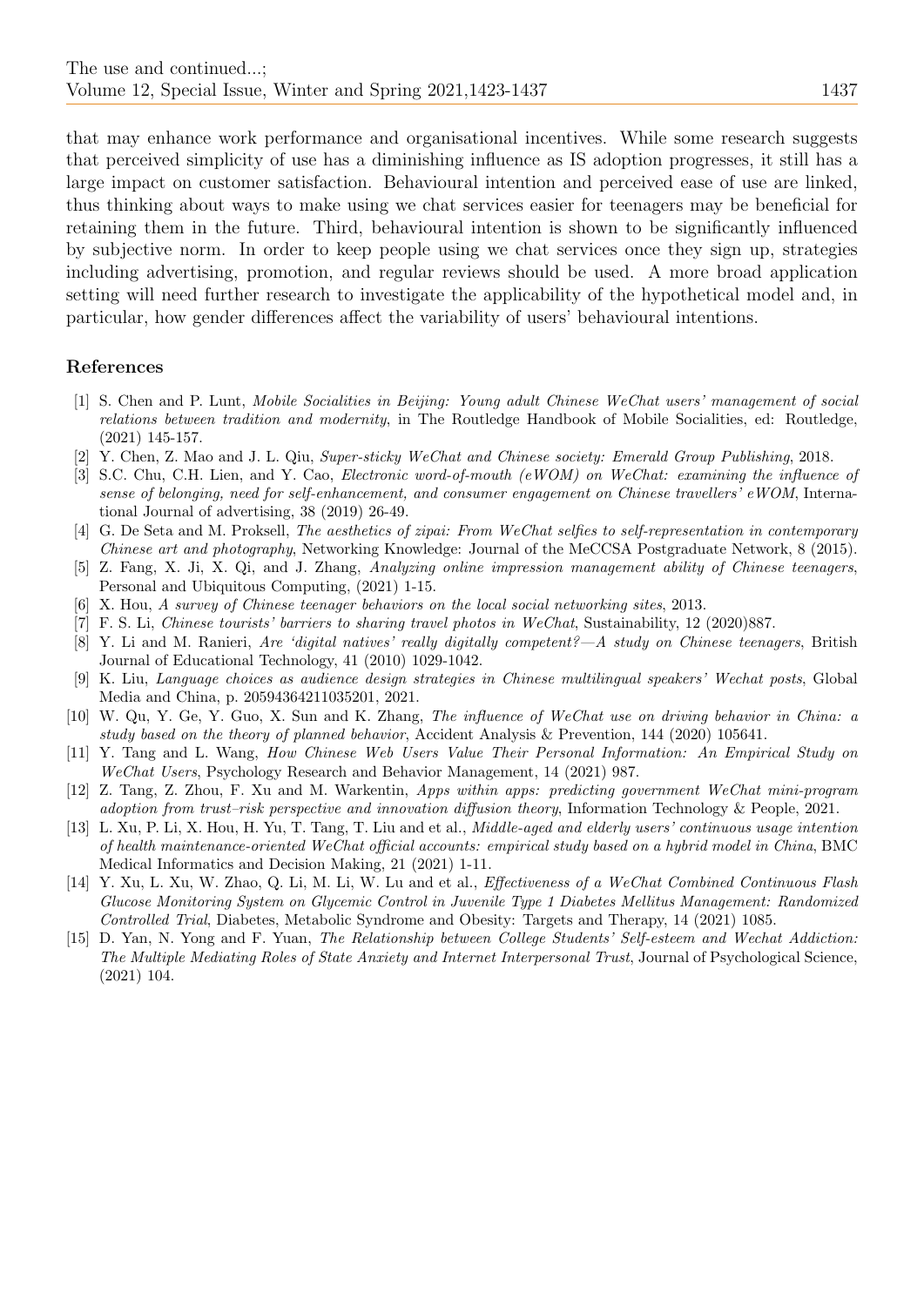that may enhance work performance and organisational incentives. While some research suggests that perceived simplicity of use has a diminishing influence as IS adoption progresses, it still has a large impact on customer satisfaction. Behavioural intention and perceived ease of use are linked, thus thinking about ways to make using we chat services easier for teenagers may be beneficial for retaining them in the future. Third, behavioural intention is shown to be significantly influenced by subjective norm. In order to keep people using we chat services once they sign up, strategies including advertising, promotion, and regular reviews should be used. A more broad application setting will need further research to investigate the applicability of the hypothetical model and, in particular, how gender differences affect the variability of users' behavioural intentions.

## References

[1] S. Chen and P. Lunt, *Mobile Socialities in Beijing: Young adult Chinese WeChat users' management of social relations between tradition and modernity*, in The Routledge Handbook of Mobile Socialities, ed: Routledge, (2021) 145-157.

[2] Y. Chen, Z. Mao and J. L. Qiu, *Super-sticky WeChat and Chinese society: Emerald Group Publishing*, 2018.

[3] S.C. Chu, C.H. Lien, and Y. Cao, *Electronic word-of-mouth (eWOM) on WeChat: examining the influence of sense of belonging, need for self-enhancement, and consumer engagement on Chinese travellers' eWOM*, International Journal of advertising, 38 (2019) 26-49.

[4] G. De Seta and M. Proksell, *The aesthetics of zipai: From WeChat selfies to self-representation in contemporary Chinese art and photography*, Networking Knowledge: Journal of the MeCCSA Postgraduate Network, 8 (2015).

[5] Z. Fang, X. Ji, X. Qi, and J. Zhang, *Analyzing online impression management ability of Chinese teenagers*, Personal and Ubiquitous Computing, (2021) 1-15.

[6] X. Hou, *A survey of Chinese teenager behaviors on the local social networking sites*, 2013.

[7] F. S. Li, *Chinese tourists' barriers to sharing travel photos in WeChat*, Sustainability, 12 (2020)887.

[8] Y. Li and M. Ranieri, *Are 'digital natives' really digitally competent?—A study on Chinese teenagers*, British Journal of Educational Technology, 41 (2010) 1029-1042.

[9] K. Liu, *Language choices as audience design strategies in Chinese multilingual speakers' Wechat posts*, Global Media and China, p. 20594364211035201, 2021.

[10] W. Qu, Y. Ge, Y. Guo, X. Sun and K. Zhang, *The influence of WeChat use on driving behavior in China: a study based on the theory of planned behavior*, Accident Analysis & Prevention, 144 (2020) 105641.

[11] Y. Tang and L. Wang, *How Chinese Web Users Value Their Personal Information: An Empirical Study on WeChat Users*, Psychology Research and Behavior Management, 14 (2021) 987.

[12] Z. Tang, Z. Zhou, F. Xu and M. Warkentin, *Apps within apps: predicting government WeChat mini-program adoption from trust–risk perspective and innovation diffusion theory*, Information Technology & People, 2021.

[13] L. Xu, P. Li, X. Hou, H. Yu, T. Tang, T. Liu and et al., *Middle-aged and elderly users' continuous usage intention of health maintenance-oriented WeChat official accounts: empirical study based on a hybrid model in China*, BMC Medical Informatics and Decision Making, 21 (2021) 1-11.

[14] Y. Xu, L. Xu, W. Zhao, Q. Li, M. Li, W. Lu and et al., *Effectiveness of a WeChat Combined Continuous Flash Glucose Monitoring System on Glycemic Control in Juvenile Type 1 Diabetes Mellitus Management: Randomized Controlled Trial*, Diabetes, Metabolic Syndrome and Obesity: Targets and Therapy, 14 (2021) 1085.

[15] D. Yan, N. Yong and F. Yuan, *The Relationship between College Students' Self-esteem and Wechat Addiction: The Multiple Mediating Roles of State Anxiety and Internet Interpersonal Trust*, Journal of Psychological Science, (2021) 104.